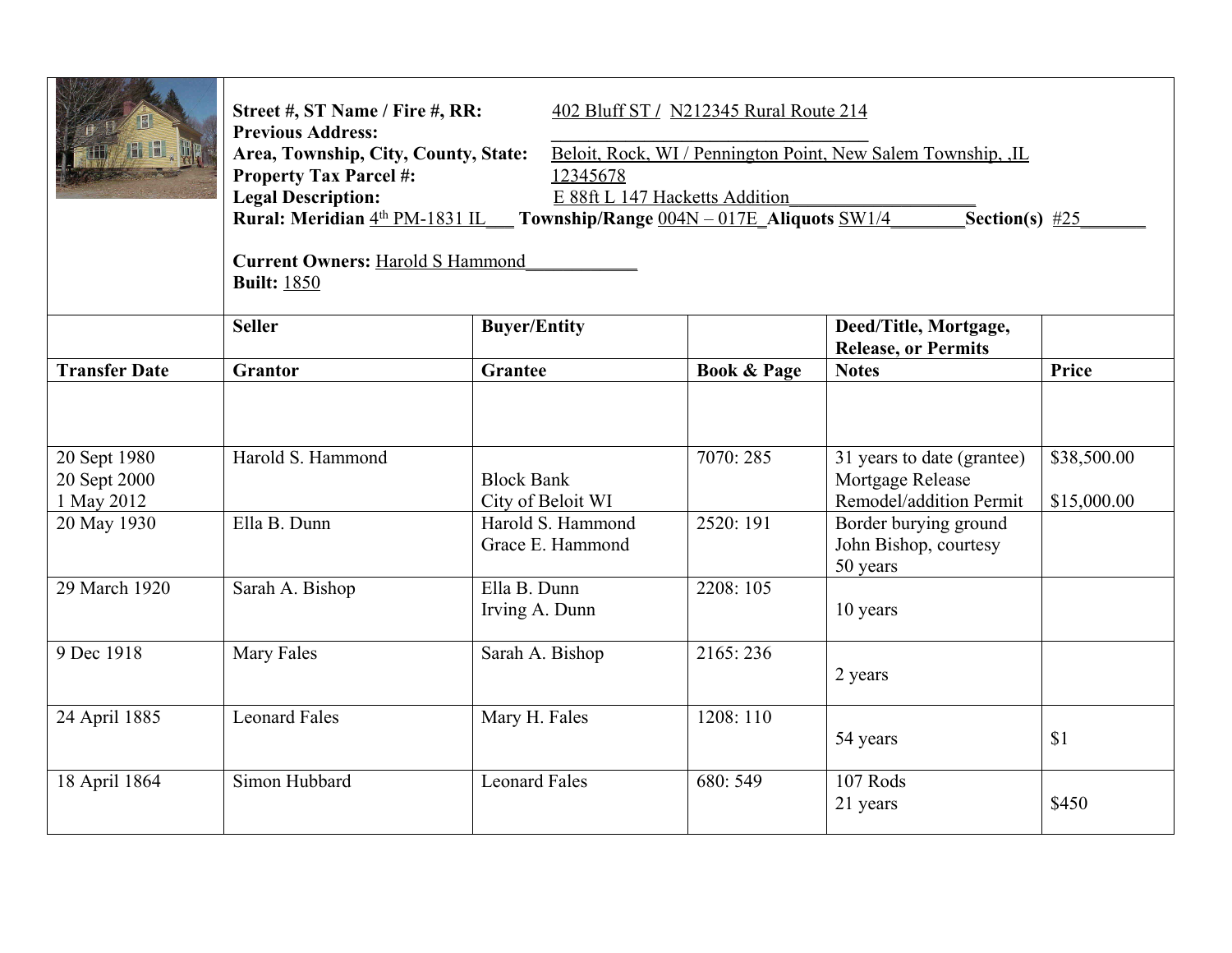**Street #, ST Name / Fire #, RR:** 402 Bluff ST / N212345 Rural Route 214
**Previous Address:** ______________________________
**Area, Township, City, County, State:** Beloit, Rock, WI / Pennington Point, New Salem Township, ,IL
**Property Tax Parcel #:** 12345678
**Legal Description:** E 88ft L 147 Hacketts Addition____________________
**Rural: Meridian** 4th PM-1831 IL___ **Township/Range** 004N – 017E_ **Aliquots** SW1/4________ **Section(s)** #25_______

**Current Owners:** Harold S Hammond____________
**Built:** 1850

| | Seller | Buyer/Entity | | Deed/Title, Mortgage, Release, or Permits | |
|---|---|---|---|---|---|
| **Transfer Date** | **Grantor** | **Grantee** | **Book & Page** | **Notes** | **Price** |
| | | | | | |
| 20 Sept 1980<br>20 Sept 2000<br>1 May 2012 | Harold S. Hammond | <br>Block Bank<br>City of Beloit WI | 7070: 285 | 31 years to date (grantee)<br>Mortgage Release<br>Remodel/addition Permit | $38,500.00<br><br>$15,000.00 |
| 20 May 1930 | Ella B. Dunn | Harold S. Hammond<br>Grace E. Hammond | 2520: 191 | Border burying ground<br>John Bishop, courtesy<br>50 years | |
| 29 March 1920 | Sarah A. Bishop | Ella B. Dunn<br>Irving A. Dunn | 2208: 105 | 10 years | |
| 9 Dec 1918 | Mary Fales | Sarah A. Bishop | 2165: 236 | 2 years | |
| 24 April 1885 | Leonard Fales | Mary H. Fales | 1208: 110 | 54 years | $1 |
| 18 April 1864 | Simon Hubbard | Leonard Fales | 680: 549 | 107 Rods<br>21 years | $450 |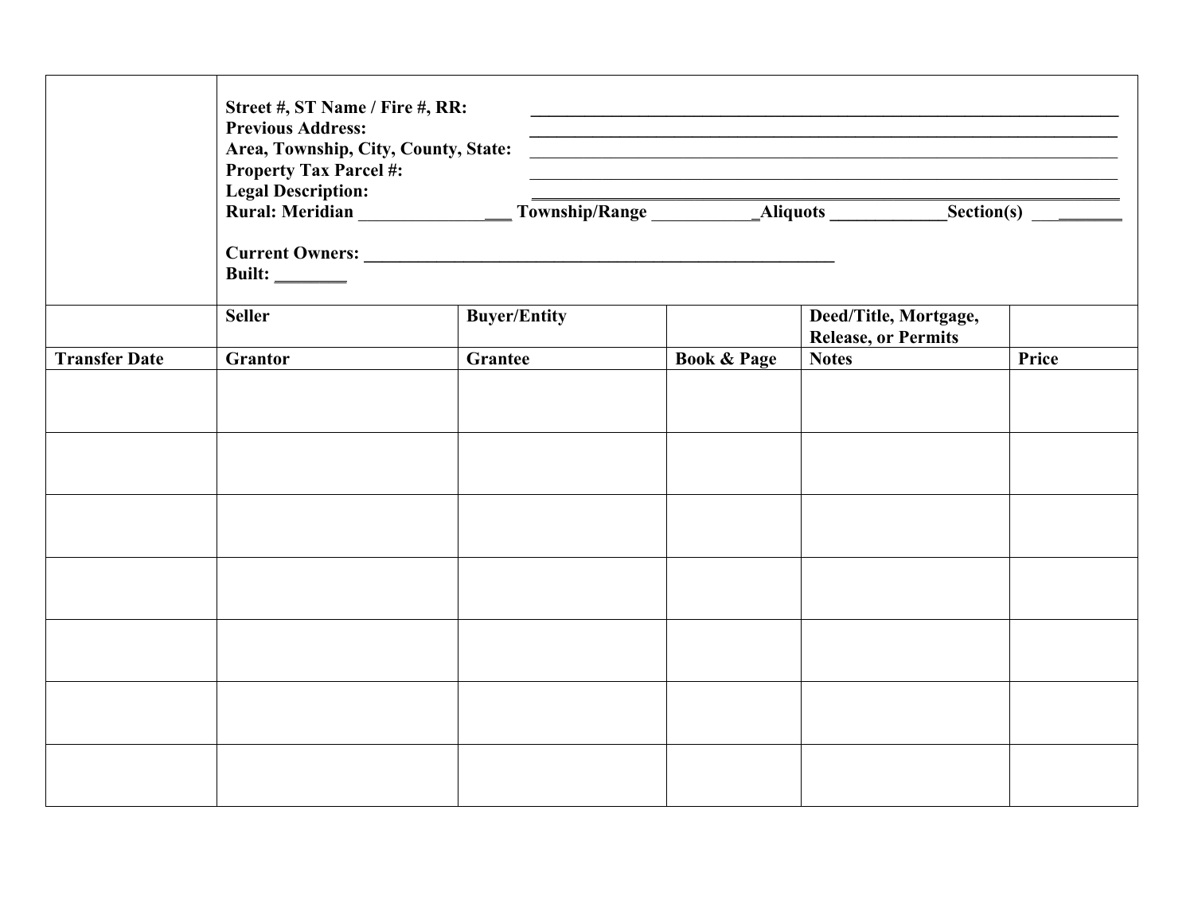**Street #, ST Name / Fire #, RR:** ___________________________________________________________________
**Previous Address:** ___________________________________________________________________
**Area, Township, City, County, State:** ___________________________________________________________________
**Property Tax Parcel #:** ___________________________________________________________________
**Legal Description:** ___________________________________________________________________
**Rural: Meridian** __________________ **Township/Range** ___________**_Aliquots** _____________**Section(s)** ___ _______

**Current Owners:** _______________________________________________________
**Built:** ________

| | Seller | Buyer/Entity | | Deed/Title, Mortgage, Release, or Permits | |
|---|---|---|---|---|---|
| **Transfer Date** | **Grantor** | **Grantee** | **Book & Page** | **Notes** | **Price** |
| | | | | | |
| | | | | | |
| | | | | | |
| | | | | | |
| | | | | | |
| | | | | | |
| | | | | | |